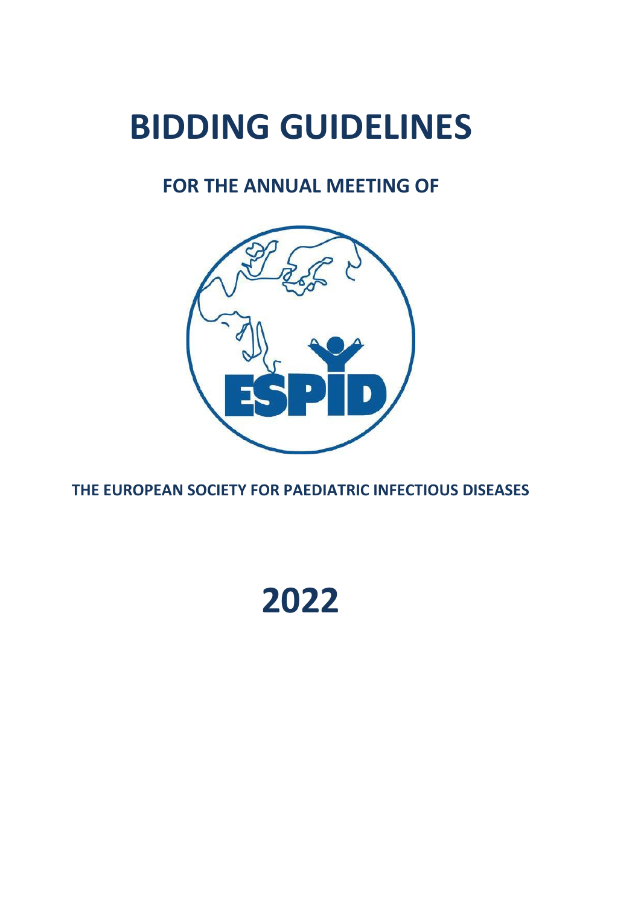# BIDDING GUIDELINES

## FOR THE ANNUAL MEETING OF

THE EUROPEAN SOCIETY FOR PAEDIATRIC INFECTIOUS DISEASES

# 2022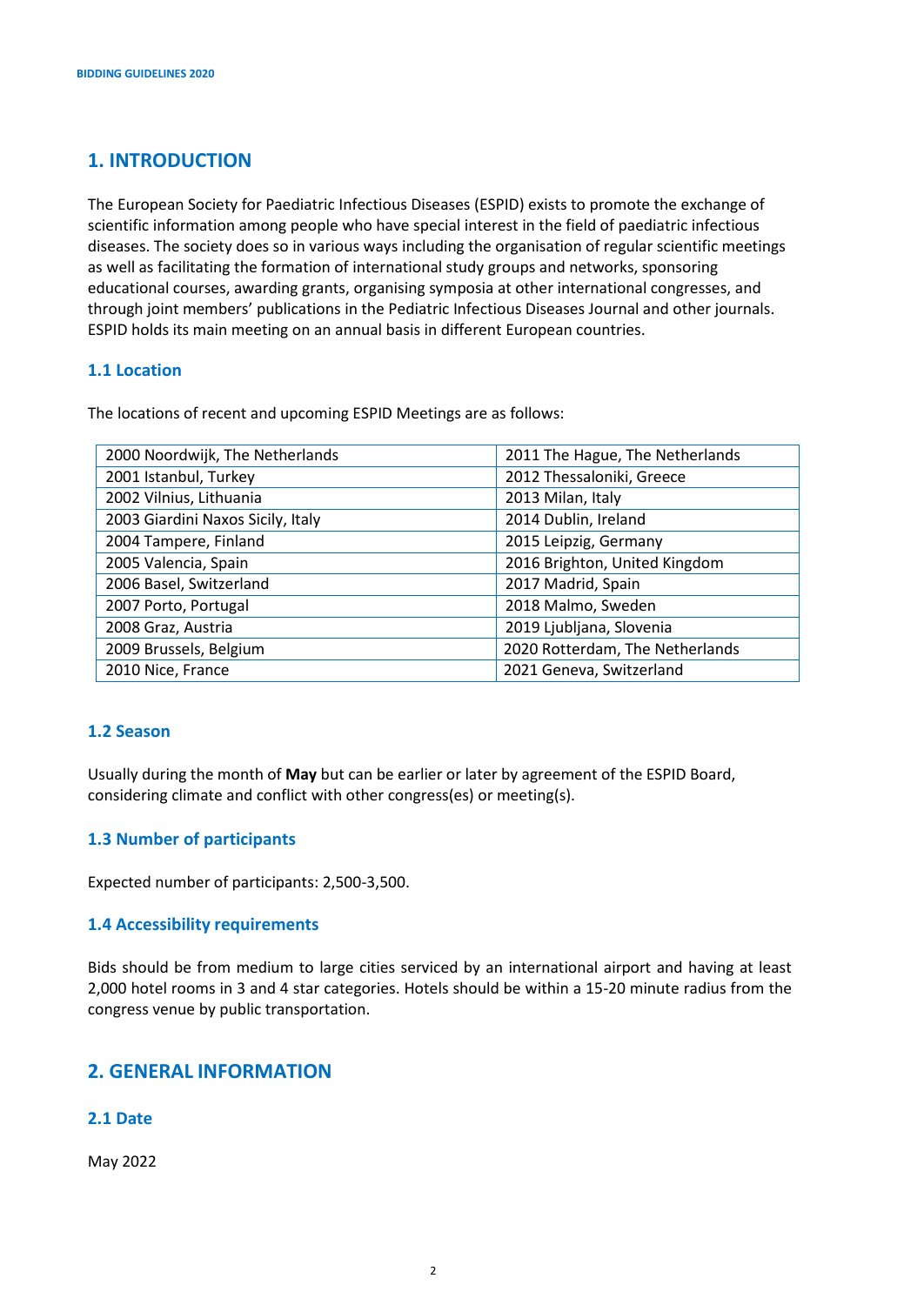## 1. INTRODUCTION

The European Society for Paediatric Infectious Diseases (ESPID) exists to promote the exchange of scientific information among people who have special interest in the field of paediatric infectious diseases. The society does so in various ways including the organisation of regular scientific meetings as well as facilitating the formation of international study groups and networks, sponsoring educational courses, awarding grants, organising symposia at other international congresses, and through joint members' publications in the Pediatric Infectious Diseases Journal and other journals. ESPID holds its main meeting on an annual basis in different European countries.

### 1.1 Location

The locations of recent and upcoming ESPID Meetings are as follows:

| | |
|---|---|
| 2000 Noordwijk, The Netherlands | 2011 The Hague, The Netherlands |
| 2001 Istanbul, Turkey | 2012 Thessaloniki, Greece |
| 2002 Vilnius, Lithuania | 2013 Milan, Italy |
| 2003 Giardini Naxos Sicily, Italy | 2014 Dublin, Ireland |
| 2004 Tampere, Finland | 2015 Leipzig, Germany |
| 2005 Valencia, Spain | 2016 Brighton, United Kingdom |
| 2006 Basel, Switzerland | 2017 Madrid, Spain |
| 2007 Porto, Portugal | 2018 Malmo, Sweden |
| 2008 Graz, Austria | 2019 Ljubljana, Slovenia |
| 2009 Brussels, Belgium | 2020 Rotterdam, The Netherlands |
| 2010 Nice, France | 2021 Geneva, Switzerland |

### 1.2 Season

Usually during the month of **May** but can be earlier or later by agreement of the ESPID Board, considering climate and conflict with other congress(es) or meeting(s).

### 1.3 Number of participants

Expected number of participants: 2,500-3,500.

### 1.4 Accessibility requirements

Bids should be from medium to large cities serviced by an international airport and having at least 2,000 hotel rooms in 3 and 4 star categories. Hotels should be within a 15-20 minute radius from the congress venue by public transportation.

## 2. GENERAL INFORMATION

### 2.1 Date

May 2022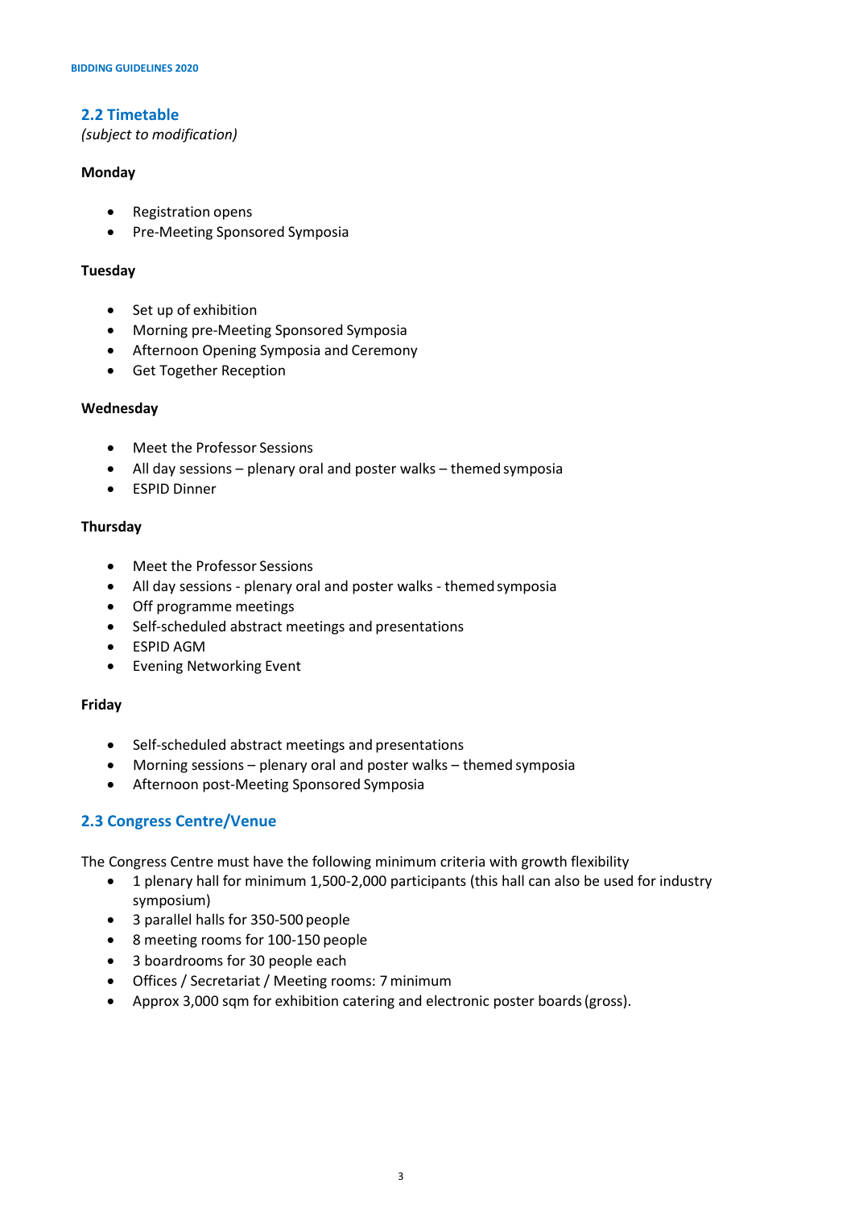## 2.2 Timetable

*(subject to modification)*

**Monday**

- Registration opens
- Pre-Meeting Sponsored Symposia

**Tuesday**

- Set up of exhibition
- Morning pre-Meeting Sponsored Symposia
- Afternoon Opening Symposia and Ceremony
- Get Together Reception

**Wednesday**

- Meet the Professor Sessions
- All day sessions – plenary oral and poster walks – themed symposia
- ESPID Dinner

**Thursday**

- Meet the Professor Sessions
- All day sessions - plenary oral and poster walks - themed symposia
- Off programme meetings
- Self-scheduled abstract meetings and presentations
- ESPID AGM
- Evening Networking Event

**Friday**

- Self-scheduled abstract meetings and presentations
- Morning sessions – plenary oral and poster walks – themed symposia
- Afternoon post-Meeting Sponsored Symposia

## 2.3 Congress Centre/Venue

The Congress Centre must have the following minimum criteria with growth flexibility

- 1 plenary hall for minimum 1,500-2,000 participants (this hall can also be used for industry symposium)
- 3 parallel halls for 350-500 people
- 8 meeting rooms for 100-150 people
- 3 boardrooms for 30 people each
- Offices / Secretariat / Meeting rooms: 7 minimum
- Approx 3,000 sqm for exhibition catering and electronic poster boards (gross).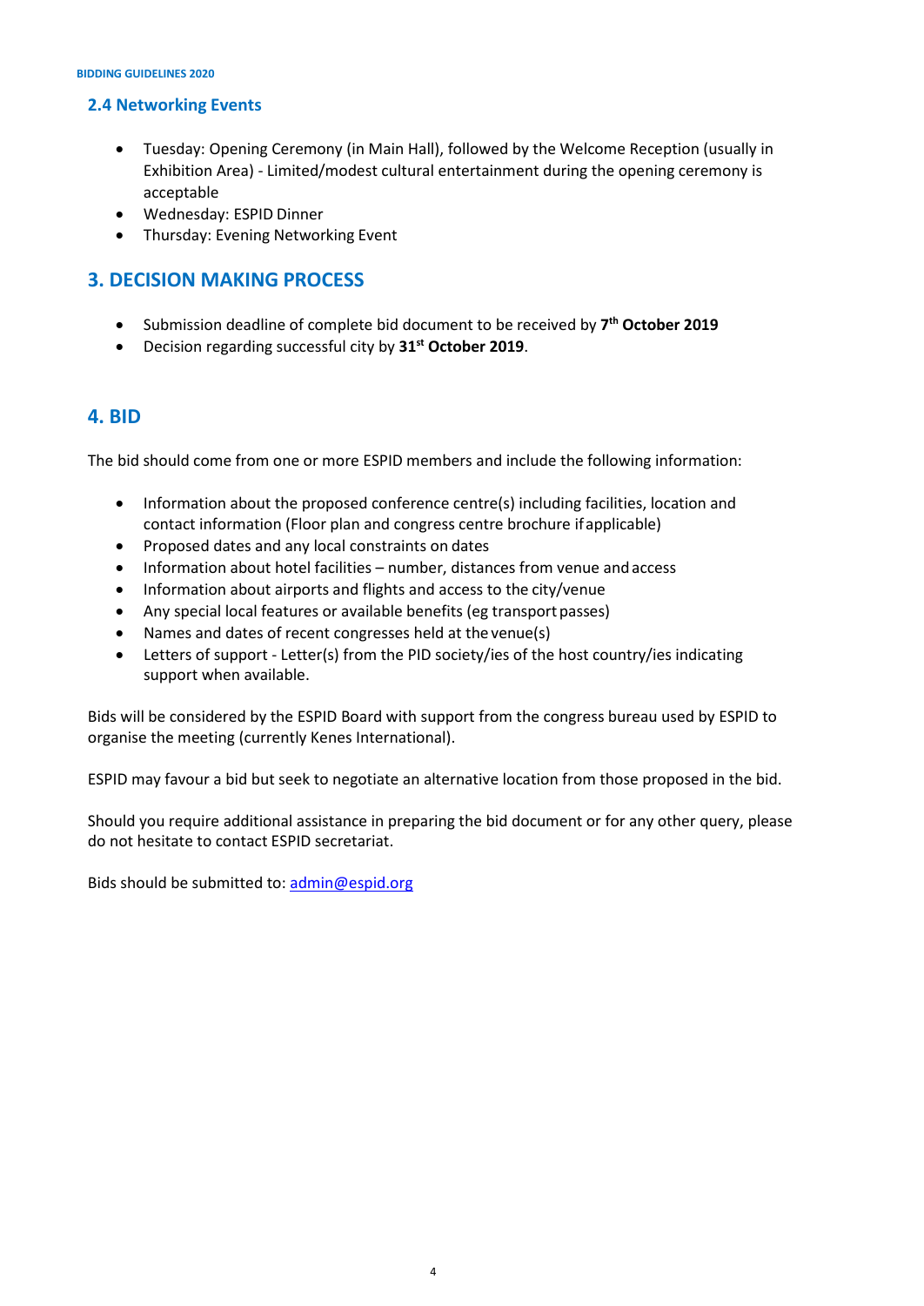### 2.4 Networking Events

- Tuesday: Opening Ceremony (in Main Hall), followed by the Welcome Reception (usually in Exhibition Area) - Limited/modest cultural entertainment during the opening ceremony is acceptable
- Wednesday: ESPID Dinner
- Thursday: Evening Networking Event

## 3. DECISION MAKING PROCESS

- Submission deadline of complete bid document to be received by **7th October 2019**
- Decision regarding successful city by **31st October 2019**.

## 4. BID

The bid should come from one or more ESPID members and include the following information:

- Information about the proposed conference centre(s) including facilities, location and contact information (Floor plan and congress centre brochure if applicable)
- Proposed dates and any local constraints on dates
- Information about hotel facilities – number, distances from venue and access
- Information about airports and flights and access to the city/venue
- Any special local features or available benefits (eg transport passes)
- Names and dates of recent congresses held at the venue(s)
- Letters of support - Letter(s) from the PID society/ies of the host country/ies indicating support when available.

Bids will be considered by the ESPID Board with support from the congress bureau used by ESPID to organise the meeting (currently Kenes International).

ESPID may favour a bid but seek to negotiate an alternative location from those proposed in the bid.

Should you require additional assistance in preparing the bid document or for any other query, please do not hesitate to contact ESPID secretariat.

Bids should be submitted to: admin@espid.org